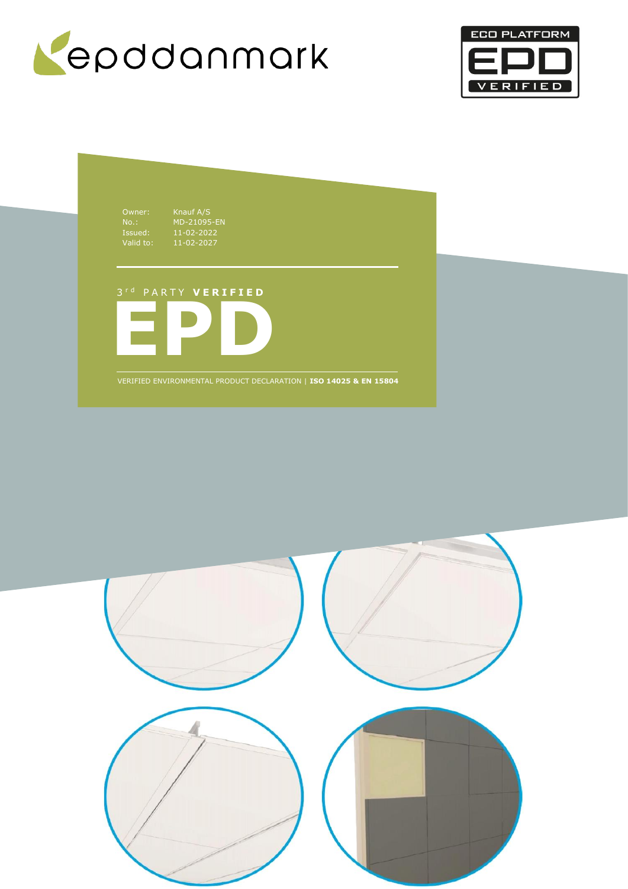epddanmark

ECO PLATFORM EPD VERIFIED

Owner: Knauf A/S
No.: MD-21095-EN
Issued: 11-02-2022
Valid to: 11-02-2027

3rd PARTY **VERIFIED**

# EPD

VERIFIED ENVIRONMENTAL PRODUCT DECLARATION | **ISO 14025 & EN 15804**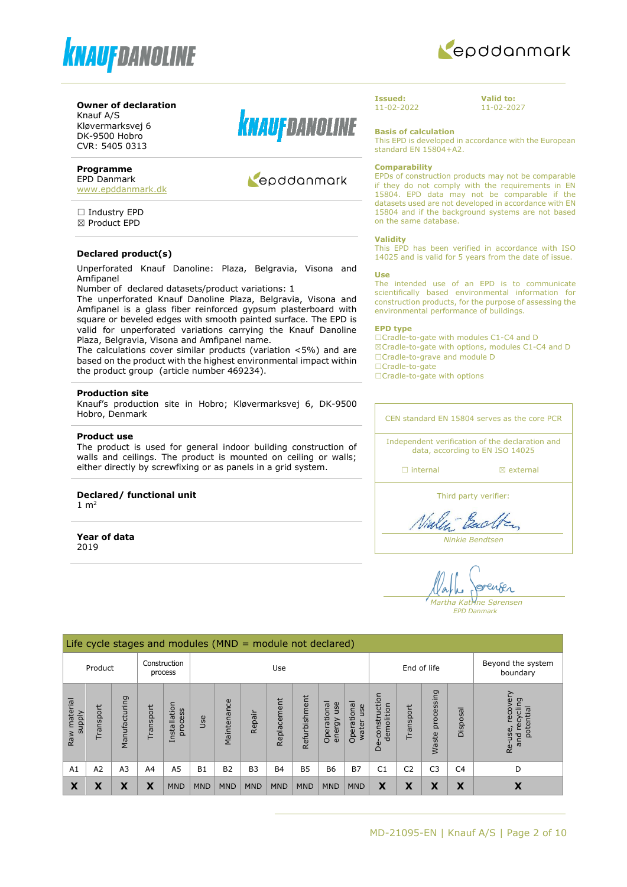**Owner of declaration**
Knauf A/S
Kløvermarksvej 6
DK-9500 Hobro
CVR: 5405 0313

**Programme**
EPD Danmark
www.epddanmark.dk

☐ Industry EPD
☒ Product EPD

**Declared product(s)**

Unperforated Knauf Danoline: Plaza, Belgravia, Visona and Amfipanel
Number of declared datasets/product variations: 1
The unperforated Knauf Danoline Plaza, Belgravia, Visona and Amfipanel is a glass fiber reinforced gypsum plasterboard with square or beveled edges with smooth painted surface. The EPD is valid for unperforated variations carrying the Knauf Danoline Plaza, Belgravia, Visona and Amfipanel name.
The calculations cover similar products (variation <5%) and are based on the product with the highest environmental impact within the product group (article number 469234).

**Production site**
Knauf's production site in Hobro; Kløvermarksvej 6, DK-9500 Hobro, Denmark

**Product use**
The product is used for general indoor building construction of walls and ceilings. The product is mounted on ceiling or walls; either directly by screwfixing or as panels in a grid system.

**Declared/ functional unit**
1 m$^2$

**Year of data**
2019

**Issued:** 11-02-2022
**Valid to:** 11-02-2027

**Basis of calculation**
This EPD is developed in accordance with the European standard EN 15804+A2.

**Comparability**
EPDs of construction products may not be comparable if they do not comply with the requirements in EN 15804. EPD data may not be comparable if the datasets used are not developed in accordance with EN 15804 and if the background systems are not based on the same database.

**Validity**
This EPD has been verified in accordance with ISO 14025 and is valid for 5 years from the date of issue.

**Use**
The intended use of an EPD is to communicate scientifically based environmental information for construction products, for the purpose of assessing the environmental performance of buildings.

**EPD type**
☐Cradle-to-gate with modules C1-C4 and D
☒Cradle-to-gate with options, modules C1-C4 and D
☐Cradle-to-grave and module D
☐Cradle-to-gate
☐Cradle-to-gate with options

CEN standard EN 15804 serves as the core PCR

Independent verification of the declaration and data, according to EN ISO 14025

☐ internal ☒ external

Third party verifier:

*Ninkie Bendtsen*

*Martha Katrine Sørensen*
*EPD Danmark*

| Life cycle stages and modules (MND = module not declared) | | | | | | | | | | | | | | | | |
|---|---|---|---|---|---|---|---|---|---|---|---|---|---|---|---|---|
| Product | | | Construction process | | Use | | | | | | | End of life | | | | Beyond the system boundary |
| Raw material supply | Transport | Manufacturing | Transport | Installation process | Use | Maintenance | Repair | Replacement | Refurbishment | Operational energy use | Operational water use | De-construction demolition | Transport | Waste processing | Disposal | Re-use, recovery and recycling potential |
| A1 | A2 | A3 | A4 | A5 | B1 | B2 | B3 | B4 | B5 | B6 | B7 | C1 | C2 | C3 | C4 | D |
| X | X | X | X | MND | MND | MND | MND | MND | MND | MND | MND | X | X | X | X | X |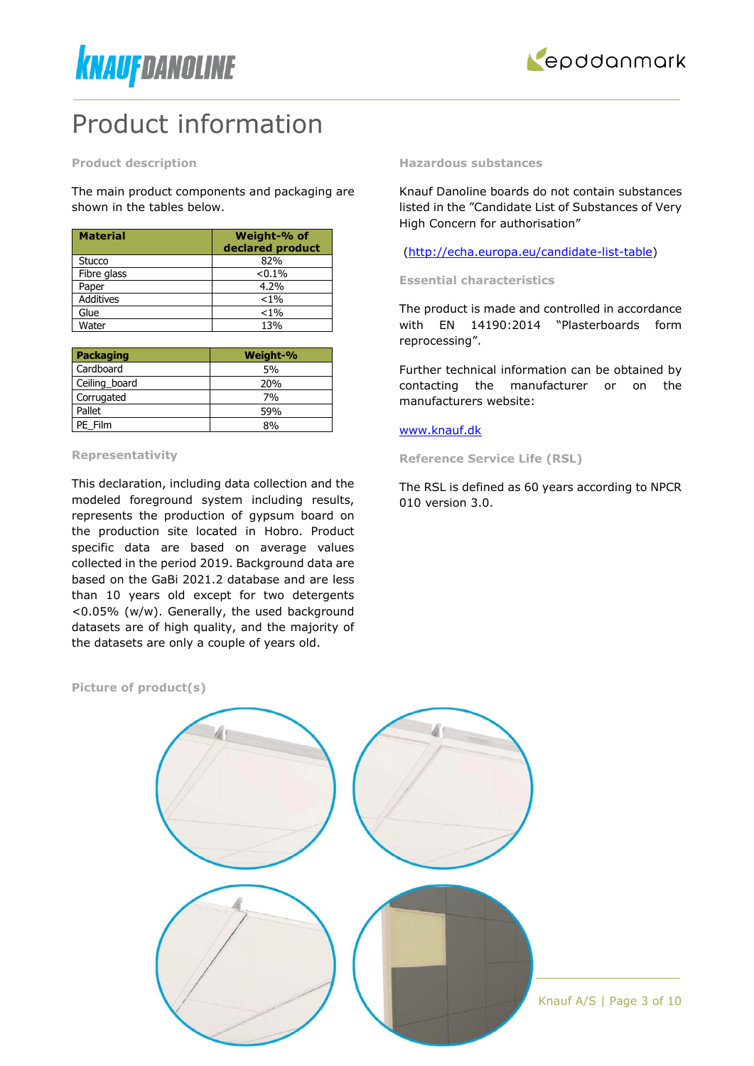# Product information

### Product description

The main product components and packaging are shown in the tables below.

| Material | Weight-% of declared product |
|---|---|
| Stucco | 82% |
| Fibre glass | <0.1% |
| Paper | 4.2% |
| Additives | <1% |
| Glue | <1% |
| Water | 13% |

| Packaging | Weight-% |
|---|---|
| Cardboard | 5% |
| Ceiling_board | 20% |
| Corrugated | 7% |
| Pallet | 59% |
| PE_Film | 8% |

### Representativity

This declaration, including data collection and the modeled foreground system including results, represents the production of gypsum board on the production site located in Hobro. Product specific data are based on average values collected in the period 2019. Background data are based on the GaBi 2021.2 database and are less than 10 years old except for two detergents <0.05% (w/w). Generally, the used background datasets are of high quality, and the majority of the datasets are only a couple of years old.

### Hazardous substances

Knauf Danoline boards do not contain substances listed in the "Candidate List of Substances of Very High Concern for authorisation"

(http://echa.europa.eu/candidate-list-table)

### Essential characteristics

The product is made and controlled in accordance with EN 14190:2014 "Plasterboards form reprocessing".

Further technical information can be obtained by contacting the manufacturer or on the manufacturers website:

www.knauf.dk

### Reference Service Life (RSL)

The RSL is defined as 60 years according to NPCR 010 version 3.0.

### Picture of product(s)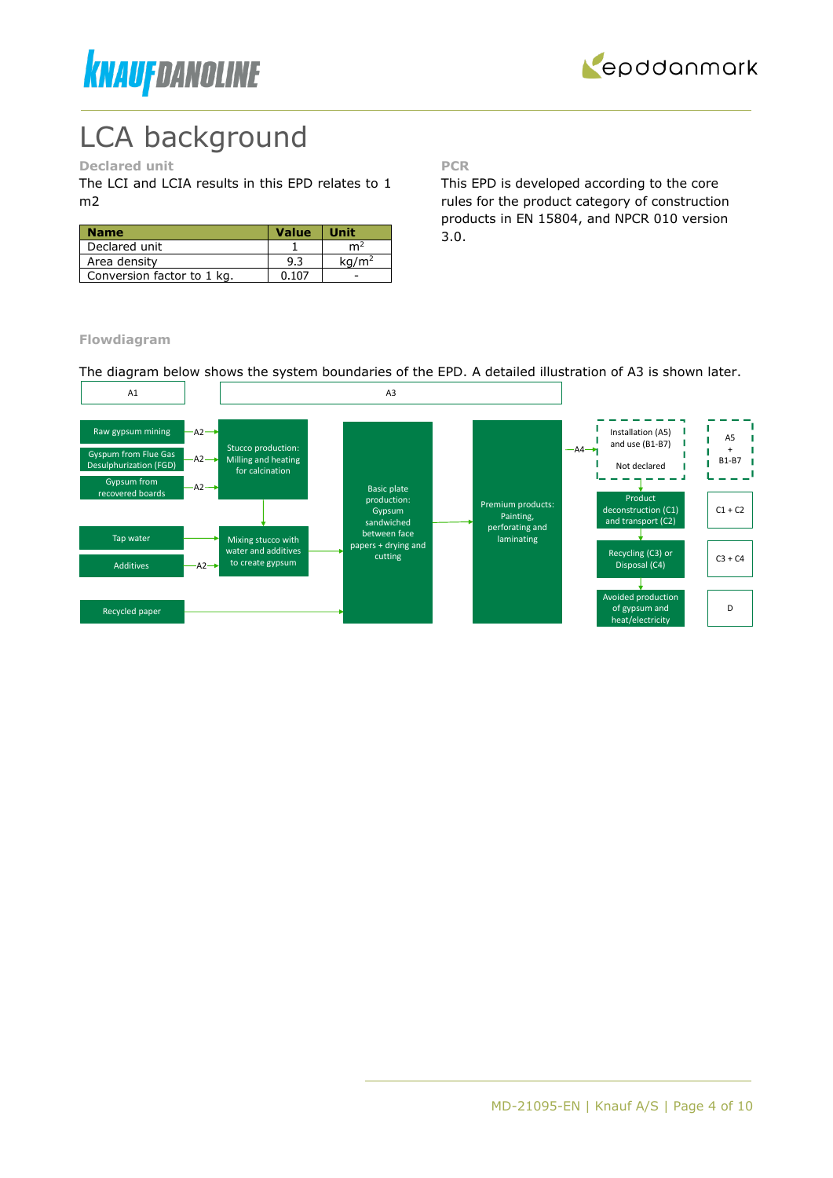# LCA background

## Declared unit

The LCI and LCIA results in this EPD relates to 1 m2

| Name | Value | Unit |
|---|---|---|
| Declared unit | 1 | $m^2$ |
| Area density | 9.3 | $kg/m^2$ |
| Conversion factor to 1 kg. | 0.107 | - |

## PCR

This EPD is developed according to the core rules for the product category of construction products in EN 15804, and NPCR 010 version 3.0.

## Flowdiagram

The diagram below shows the system boundaries of the EPD. A detailed illustration of A3 is shown later.

A1

- Raw gypsum mining —A2→
- Gyspum from Flue Gas Desulphurization (FGD) —A2→
- Gypsum from recovered boards —A2→
- Tap water →
- Additives —A2→
- Recycled paper →

A3

- Stucco production: Milling and heating for calcination
- Mixing stucco with water and additives to create gypsum
- Basic plate production: Gypsum sandwiched between face papers + drying and cutting
- Premium products: Painting, perforating and laminating

—A4→

- Installation (A5) and use (B1-B7) — Not declared | A5 + B1-B7
- Product deconstruction (C1) and transport (C2) | C1 + C2
- Recycling (C3) or Disposal (C4) | C3 + C4
- Avoided production of gypsum and heat/electricity | D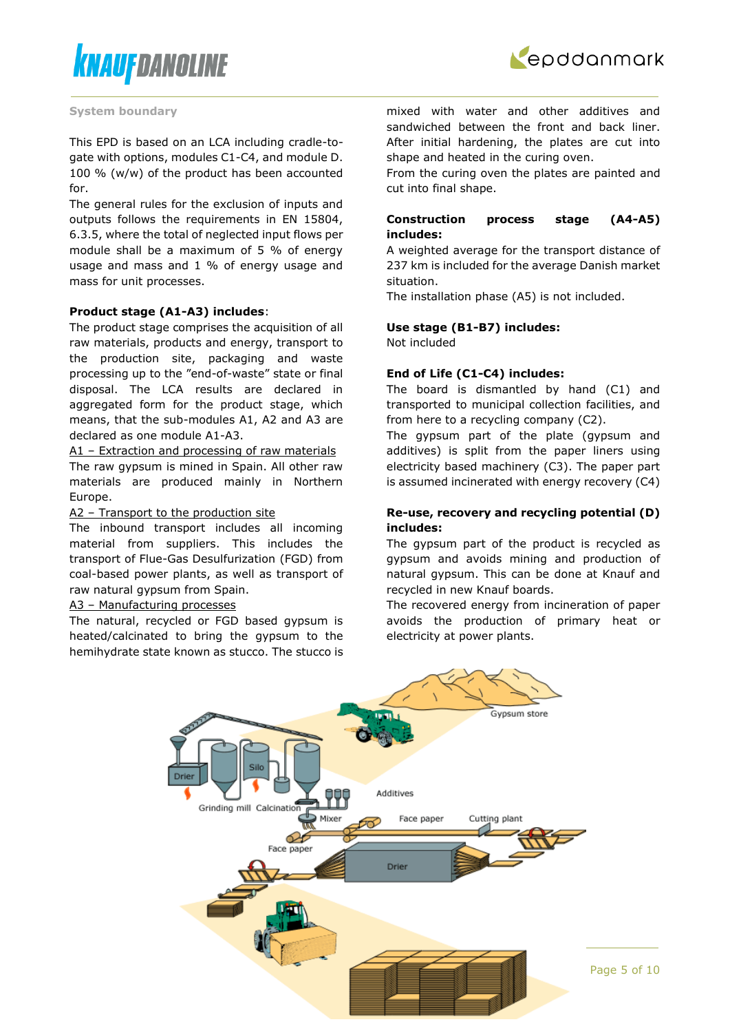## System boundary

This EPD is based on an LCA including cradle-to-gate with options, modules C1-C4, and module D. 100 % (w/w) of the product has been accounted for.

The general rules for the exclusion of inputs and outputs follows the requirements in EN 15804, 6.3.5, where the total of neglected input flows per module shall be a maximum of 5 % of energy usage and mass and 1 % of energy usage and mass for unit processes.

**Product stage (A1-A3) includes**:

The product stage comprises the acquisition of all raw materials, products and energy, transport to the production site, packaging and waste processing up to the "end-of-waste" state or final disposal. The LCA results are declared in aggregated form for the product stage, which means, that the sub-modules A1, A2 and A3 are declared as one module A1-A3.

A1 – Extraction and processing of raw materials

The raw gypsum is mined in Spain. All other raw materials are produced mainly in Northern Europe.

A2 – Transport to the production site

The inbound transport includes all incoming material from suppliers. This includes the transport of Flue-Gas Desulfurization (FGD) from coal-based power plants, as well as transport of raw natural gypsum from Spain.

A3 – Manufacturing processes

The natural, recycled or FGD based gypsum is heated/calcinated to bring the gypsum to the hemihydrate state known as stucco. The stucco is mixed with water and other additives and sandwiched between the front and back liner. After initial hardening, the plates are cut into shape and heated in the curing oven.

From the curing oven the plates are painted and cut into final shape.

**Construction process stage (A4-A5) includes:**

A weighted average for the transport distance of 237 km is included for the average Danish market situation.

The installation phase (A5) is not included.

**Use stage (B1-B7) includes:**

Not included

**End of Life (C1-C4) includes:**

The board is dismantled by hand (C1) and transported to municipal collection facilities, and from here to a recycling company (C2).

The gypsum part of the plate (gypsum and additives) is split from the paper liners using electricity based machinery (C3). The paper part is assumed incinerated with energy recovery (C4)

**Re-use, recovery and recycling potential (D) includes:**

The gypsum part of the product is recycled as gypsum and avoids mining and production of natural gypsum. This can be done at Knauf and recycled in new Knauf boards.

The recovered energy from incineration of paper avoids the production of primary heat or electricity at power plants.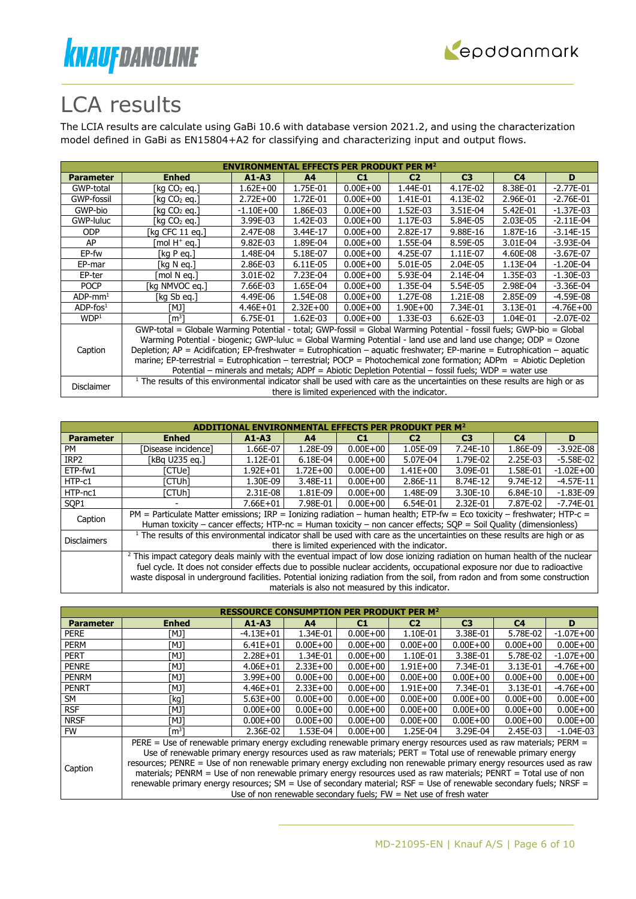# LCA results

The LCIA results are calculate using GaBi 10.6 with database version 2021.2, and using the characterization model defined in GaBi as EN15804+A2 for classifying and characterizing input and output flows.

| ENVIRONMENTAL EFFECTS PER PRODUKT PER M² | | | | | | | | |
|---|---|---|---|---|---|---|---|---|
| **Parameter** | **Enhed** | **A1-A3** | **A4** | **C1** | **C2** | **C3** | **C4** | **D** |
| GWP-total | [kg $CO_2$ eq.] | 1.62E+00 | 1.75E-01 | 0.00E+00 | 1.44E-01 | 4.17E-02 | 8.38E-01 | -2.77E-01 |
| GWP-fossil | [kg $CO_2$ eq.] | 2.72E+00 | 1.72E-01 | 0.00E+00 | 1.41E-01 | 4.13E-02 | 2.96E-01 | -2.76E-01 |
| GWP-bio | [kg $CO_2$ eq.] | -1.10E+00 | 1.86E-03 | 0.00E+00 | 1.52E-03 | 3.51E-04 | 5.42E-01 | -1.37E-03 |
| GWP-luluc | [kg $CO_2$ eq.] | 3.99E-03 | 1.42E-03 | 0.00E+00 | 1.17E-03 | 5.84E-05 | 2.03E-05 | -2.11E-04 |
| ODP | [kg CFC 11 eq.] | 2.47E-08 | 3.44E-17 | 0.00E+00 | 2.82E-17 | 9.88E-16 | 1.87E-16 | -3.14E-15 |
| AP | [mol $H^+$ eq.] | 9.82E-03 | 1.89E-04 | 0.00E+00 | 1.55E-04 | 8.59E-05 | 3.01E-04 | -3.93E-04 |
| EP-fw | [kg P eq.] | 1.48E-04 | 5.18E-07 | 0.00E+00 | 4.25E-07 | 1.11E-07 | 4.60E-08 | -3.67E-07 |
| EP-mar | [kg N eq.] | 2.86E-03 | 6.11E-05 | 0.00E+00 | 5.01E-05 | 2.04E-05 | 1.13E-04 | -1.20E-04 |
| EP-ter | [mol N eq.] | 3.01E-02 | 7.23E-04 | 0.00E+00 | 5.93E-04 | 2.14E-04 | 1.35E-03 | -1.30E-03 |
| POCP | [kg NMVOC eq.] | 7.66E-03 | 1.65E-04 | 0.00E+00 | 1.35E-04 | 5.54E-05 | 2.98E-04 | -3.36E-04 |
| ADP-mm[1] | [kg Sb eq.] | 4.49E-06 | 1.54E-08 | 0.00E+00 | 1.27E-08 | 1.21E-08 | 2.85E-09 | -4.59E-08 |
| ADP-fos[1] | [MJ] | 4.46E+01 | 2.32E+00 | 0.00E+00 | 1.90E+00 | 7.34E-01 | 3.13E-01 | -4.76E+00 |
| WDP[1] | [$m^3$] | 6.75E-01 | 1.62E-03 | 0.00E+00 | 1.33E-03 | 6.62E-03 | 1.04E-01 | -2.07E-02 |
| Caption | GWP-total = Globale Warming Potential - total; GWP-fossil = Global Warming Potential - fossil fuels; GWP-bio = Global Warming Potential - biogenic; GWP-luluc = Global Warming Potential - land use and land use change; ODP = Ozone Depletion; AP = Acidifcation; EP-freshwater = Eutrophication – aquatic freshwater; EP-marine = Eutrophication – aquatic marine; EP-terrestrial = Eutrophication – terrestrial; POCP = Photochemical zone formation; ADPm = Abiotic Depletion Potential – minerals and metals; ADPf = Abiotic Depletion Potential – fossil fuels; WDP = water use | | | | | | | |
| Disclaimer | [1] The results of this environmental indicator shall be used with care as the uncertainties on these results are high or as there is limited experienced with the indicator. | | | | | | | |

| ADDITIONAL ENVIRONMENTAL EFFECTS PER PRODUKT PER M² | | | | | | | | |
|---|---|---|---|---|---|---|---|---|
| **Parameter** | **Enhed** | **A1-A3** | **A4** | **C1** | **C2** | **C3** | **C4** | **D** |
| PM | [Disease incidence] | 1.66E-07 | 1.28E-09 | 0.00E+00 | 1.05E-09 | 7.24E-10 | 1.86E-09 | -3.92E-08 |
| IRP2 | [kBq U235 eq.] | 1.12E-01 | 6.18E-04 | 0.00E+00 | 5.07E-04 | 1.79E-02 | 2.25E-03 | -5.58E-02 |
| ETP-fw1 | [CTUe] | 1.92E+01 | 1.72E+00 | 0.00E+00 | 1.41E+00 | 3.09E-01 | 1.58E-01 | -1.02E+00 |
| HTP-c1 | [CTUh] | 1.30E-09 | 3.48E-11 | 0.00E+00 | 2.86E-11 | 8.74E-12 | 9.74E-12 | -4.57E-11 |
| HTP-nc1 | [CTUh] | 2.31E-08 | 1.81E-09 | 0.00E+00 | 1.48E-09 | 3.30E-10 | 6.84E-10 | -1.83E-09 |
| SQP1 | - | 7.66E+01 | 7.98E-01 | 0.00E+00 | 6.54E-01 | 2.32E-01 | 7.87E-02 | -7.74E-01 |
| Caption | PM = Particulate Matter emissions; IRP = Ionizing radiation – human health; ETP-fw = Eco toxicity – freshwater; HTP-c = Human toxicity – cancer effects; HTP-nc = Human toxicity – non cancer effects; SQP = Soil Quality (dimensionless) | | | | | | | |
| Disclaimers | [1] The results of this environmental indicator shall be used with care as the uncertainties on these results are high or as there is limited experienced with the indicator. | | | | | | | |
| | [2] This impact category deals mainly with the eventual impact of low dose ionizing radiation on human health of the nuclear fuel cycle. It does not consider effects due to possible nuclear accidents, occupational exposure nor due to radioactive waste disposal in underground facilities. Potential ionizing radiation from the soil, from radon and from some construction materials is also not measured by this indicator. | | | | | | | |

| RESSOURCE CONSUMPTION PER PRODUKT PER M² | | | | | | | | |
|---|---|---|---|---|---|---|---|---|
| **Parameter** | **Enhed** | **A1-A3** | **A4** | **C1** | **C2** | **C3** | **C4** | **D** |
| PERE | [MJ] | -4.13E+01 | 1.34E-01 | 0.00E+00 | 1.10E-01 | 3.38E-01 | 5.78E-02 | -1.07E+00 |
| PERM | [MJ] | 6.41E+01 | 0.00E+00 | 0.00E+00 | 0.00E+00 | 0.00E+00 | 0.00E+00 | 0.00E+00 |
| PERT | [MJ] | 2.28E+01 | 1.34E-01 | 0.00E+00 | 1.10E-01 | 3.38E-01 | 5.78E-02 | -1.07E+00 |
| PENRE | [MJ] | 4.06E+01 | 2.33E+00 | 0.00E+00 | 1.91E+00 | 7.34E-01 | 3.13E-01 | -4.76E+00 |
| PENRM | [MJ] | 3.99E+00 | 0.00E+00 | 0.00E+00 | 0.00E+00 | 0.00E+00 | 0.00E+00 | 0.00E+00 |
| PENRT | [MJ] | 4.46E+01 | 2.33E+00 | 0.00E+00 | 1.91E+00 | 7.34E-01 | 3.13E-01 | -4.76E+00 |
| SM | [kg] | 5.63E+00 | 0.00E+00 | 0.00E+00 | 0.00E+00 | 0.00E+00 | 0.00E+00 | 0.00E+00 |
| RSF | [MJ] | 0.00E+00 | 0.00E+00 | 0.00E+00 | 0.00E+00 | 0.00E+00 | 0.00E+00 | 0.00E+00 |
| NRSF | [MJ] | 0.00E+00 | 0.00E+00 | 0.00E+00 | 0.00E+00 | 0.00E+00 | 0.00E+00 | 0.00E+00 |
| FW | [$m^3$] | 2.36E-02 | 1.53E-04 | 0.00E+00 | 1.25E-04 | 3.29E-04 | 2.45E-03 | -1.04E-03 |
| Caption | PERE = Use of renewable primary energy excluding renewable primary energy resources used as raw materials; PERM = Use of renewable primary energy resources used as raw materials; PERT = Total use of renewable primary energy resources; PENRE = Use of non renewable primary energy excluding non renewable primary energy resources used as raw materials; PENRM = Use of non renewable primary energy resources used as raw materials; PENRT = Total use of non renewable primary energy resources; SM = Use of secondary material; RSF = Use of renewable secondary fuels; NRSF = Use of non renewable secondary fuels; FW = Net use of fresh water | | | | | | | |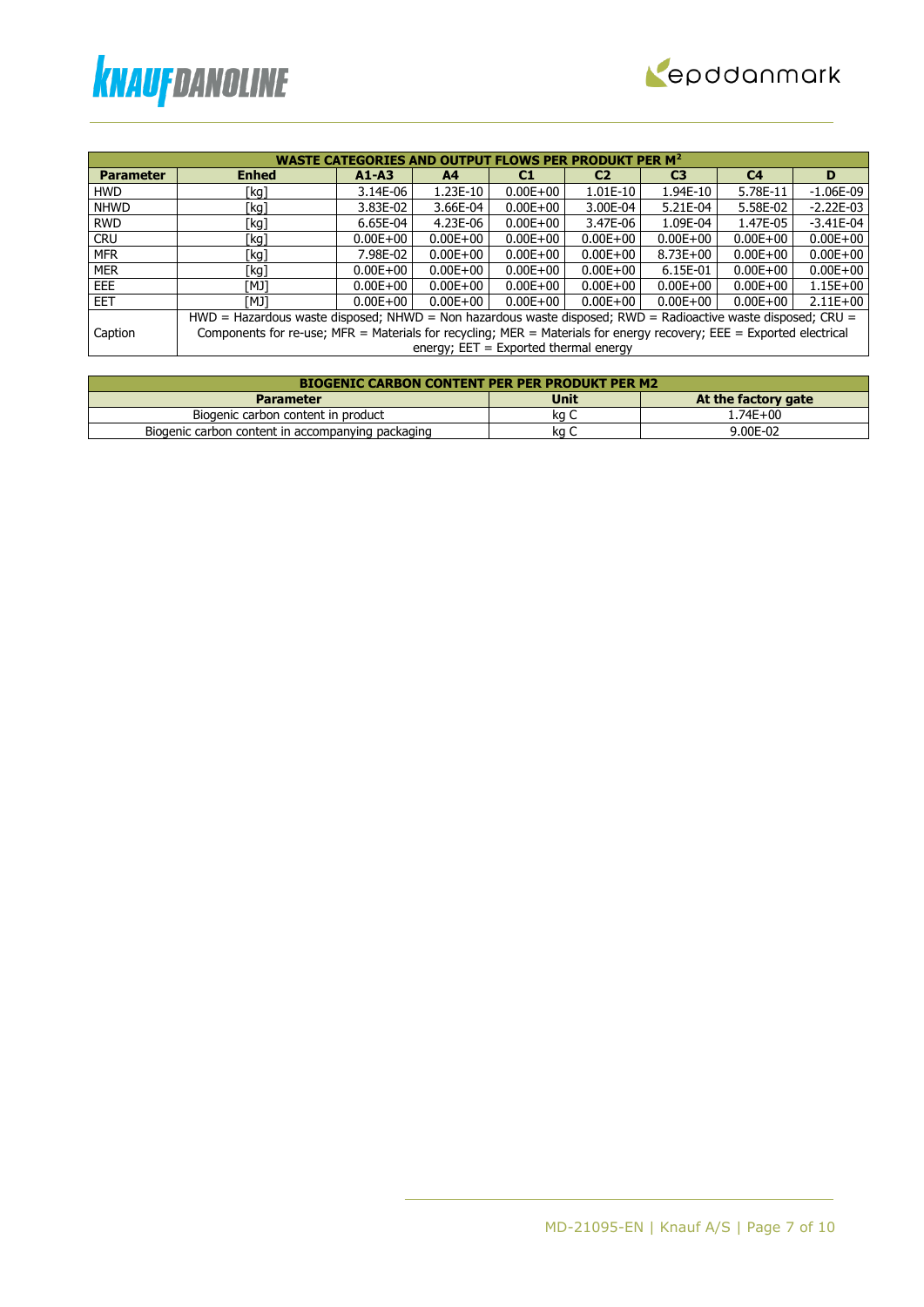| WASTE CATEGORIES AND OUTPUT FLOWS PER PRODUKT PER M² | | | | | | | | |
|---|---|---|---|---|---|---|---|---|
| **Parameter** | **Enhed** | **A1-A3** | **A4** | **C1** | **C2** | **C3** | **C4** | **D** |
| HWD | [kg] | 3.14E-06 | 1.23E-10 | 0.00E+00 | 1.01E-10 | 1.94E-10 | 5.78E-11 | -1.06E-09 |
| NHWD | [kg] | 3.83E-02 | 3.66E-04 | 0.00E+00 | 3.00E-04 | 5.21E-04 | 5.58E-02 | -2.22E-03 |
| RWD | [kg] | 6.65E-04 | 4.23E-06 | 0.00E+00 | 3.47E-06 | 1.09E-04 | 1.47E-05 | -3.41E-04 |
| CRU | [kg] | 0.00E+00 | 0.00E+00 | 0.00E+00 | 0.00E+00 | 0.00E+00 | 0.00E+00 | 0.00E+00 |
| MFR | [kg] | 7.98E-02 | 0.00E+00 | 0.00E+00 | 0.00E+00 | 8.73E+00 | 0.00E+00 | 0.00E+00 |
| MER | [kg] | 0.00E+00 | 0.00E+00 | 0.00E+00 | 0.00E+00 | 6.15E-01 | 0.00E+00 | 0.00E+00 |
| EEE | [MJ] | 0.00E+00 | 0.00E+00 | 0.00E+00 | 0.00E+00 | 0.00E+00 | 0.00E+00 | 1.15E+00 |
| EET | [MJ] | 0.00E+00 | 0.00E+00 | 0.00E+00 | 0.00E+00 | 0.00E+00 | 0.00E+00 | 2.11E+00 |
| Caption | HWD = Hazardous waste disposed; NHWD = Non hazardous waste disposed; RWD = Radioactive waste disposed; CRU = Components for re-use; MFR = Materials for recycling; MER = Materials for energy recovery; EEE = Exported electrical energy; EET = Exported thermal energy | | | | | | | |

| BIOGENIC CARBON CONTENT PER PER PRODUKT PER M2 | | |
|---|---|---|
| **Parameter** | **Unit** | **At the factory gate** |
| Biogenic carbon content in product | kg C | 1.74E+00 |
| Biogenic carbon content in accompanying packaging | kg C | 9.00E-02 |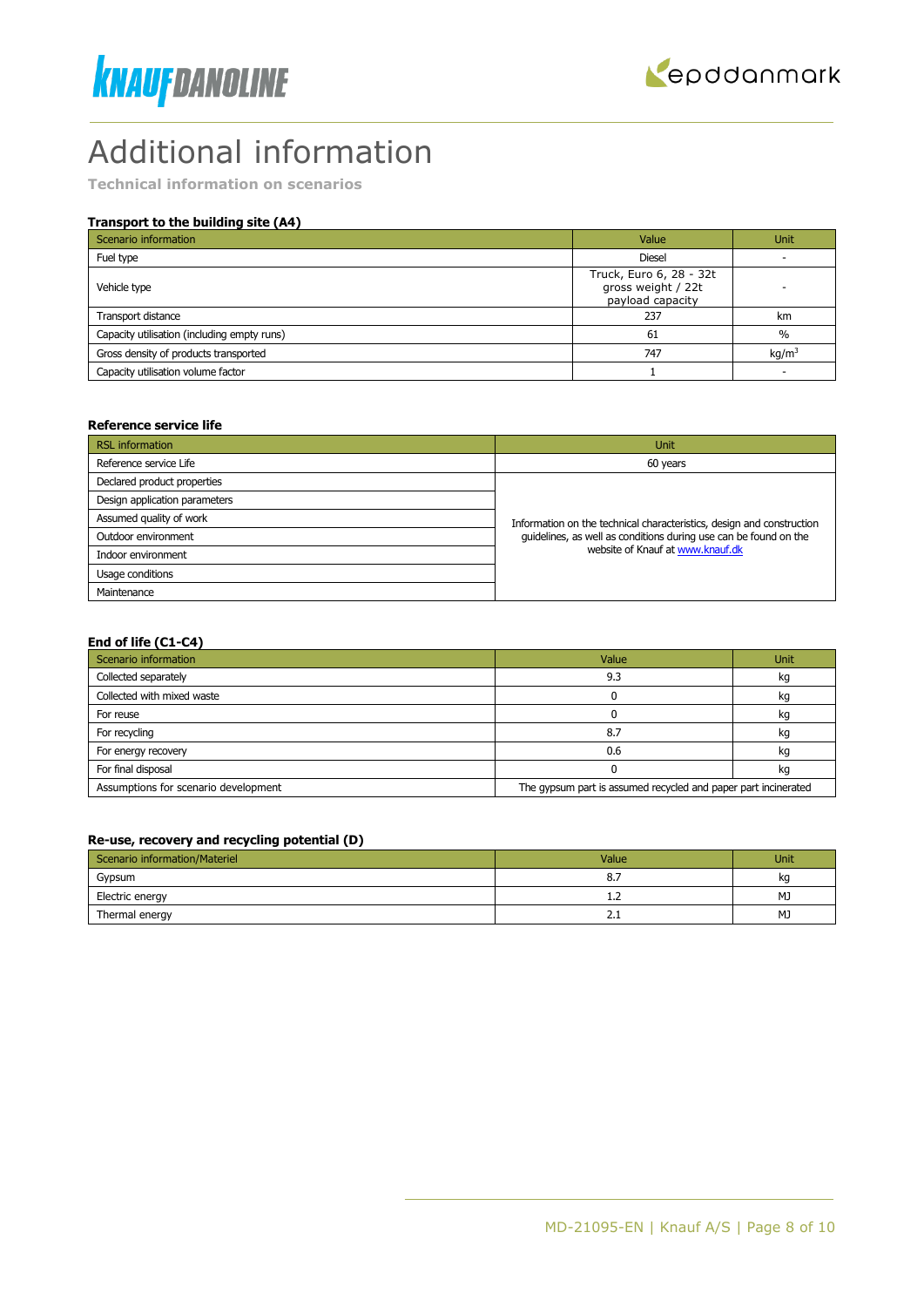# Additional information

**Technical information on scenarios**

### Transport to the building site (A4)

| Scenario information | Value | Unit |
|---|---|---|
| Fuel type | Diesel | - |
| Vehicle type | Truck, Euro 6, 28 - 32t gross weight / 22t payload capacity | - |
| Transport distance | 237 | km |
| Capacity utilisation (including empty runs) | 61 | % |
| Gross density of products transported | 747 | $kg/m^3$ |
| Capacity utilisation volume factor | 1 | - |

### Reference service life

| RSL information | Unit |
|---|---|
| Reference service Life | 60 years |
| Declared product properties | Information on the technical characteristics, design and construction guidelines, as well as conditions during use can be found on the website of Knauf at www.knauf.dk |
| Design application parameters | |
| Assumed quality of work | |
| Outdoor environment | |
| Indoor environment | |
| Usage conditions | |
| Maintenance | |

### End of life (C1-C4)

| Scenario information | Value | Unit |
|---|---|---|
| Collected separately | 9.3 | kg |
| Collected with mixed waste | 0 | kg |
| For reuse | 0 | kg |
| For recycling | 8.7 | kg |
| For energy recovery | 0.6 | kg |
| For final disposal | 0 | kg |
| Assumptions for scenario development | The gypsum part is assumed recycled and paper part incinerated | |

### Re-use, recovery and recycling potential (D)

| Scenario information/Materiel | Value | Unit |
|---|---|---|
| Gypsum | 8.7 | kg |
| Electric energy | 1.2 | MJ |
| Thermal energy | 2.1 | MJ |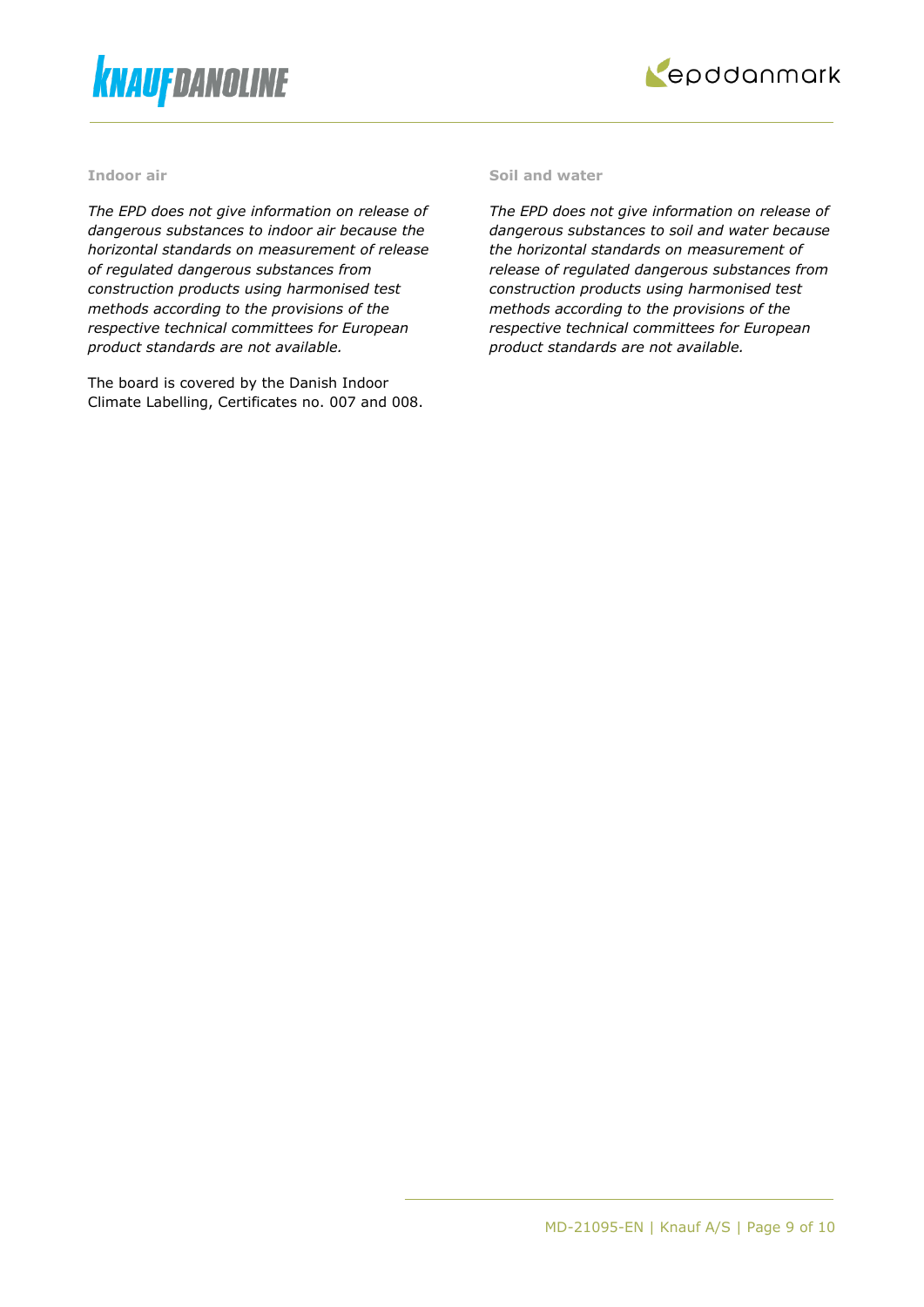### Indoor air

*The EPD does not give information on release of dangerous substances to indoor air because the horizontal standards on measurement of release of regulated dangerous substances from construction products using harmonised test methods according to the provisions of the respective technical committees for European product standards are not available.*

The board is covered by the Danish Indoor Climate Labelling, Certificates no. 007 and 008.

### Soil and water

*The EPD does not give information on release of dangerous substances to soil and water because the horizontal standards on measurement of release of regulated dangerous substances from construction products using harmonised test methods according to the provisions of the respective technical committees for European product standards are not available.*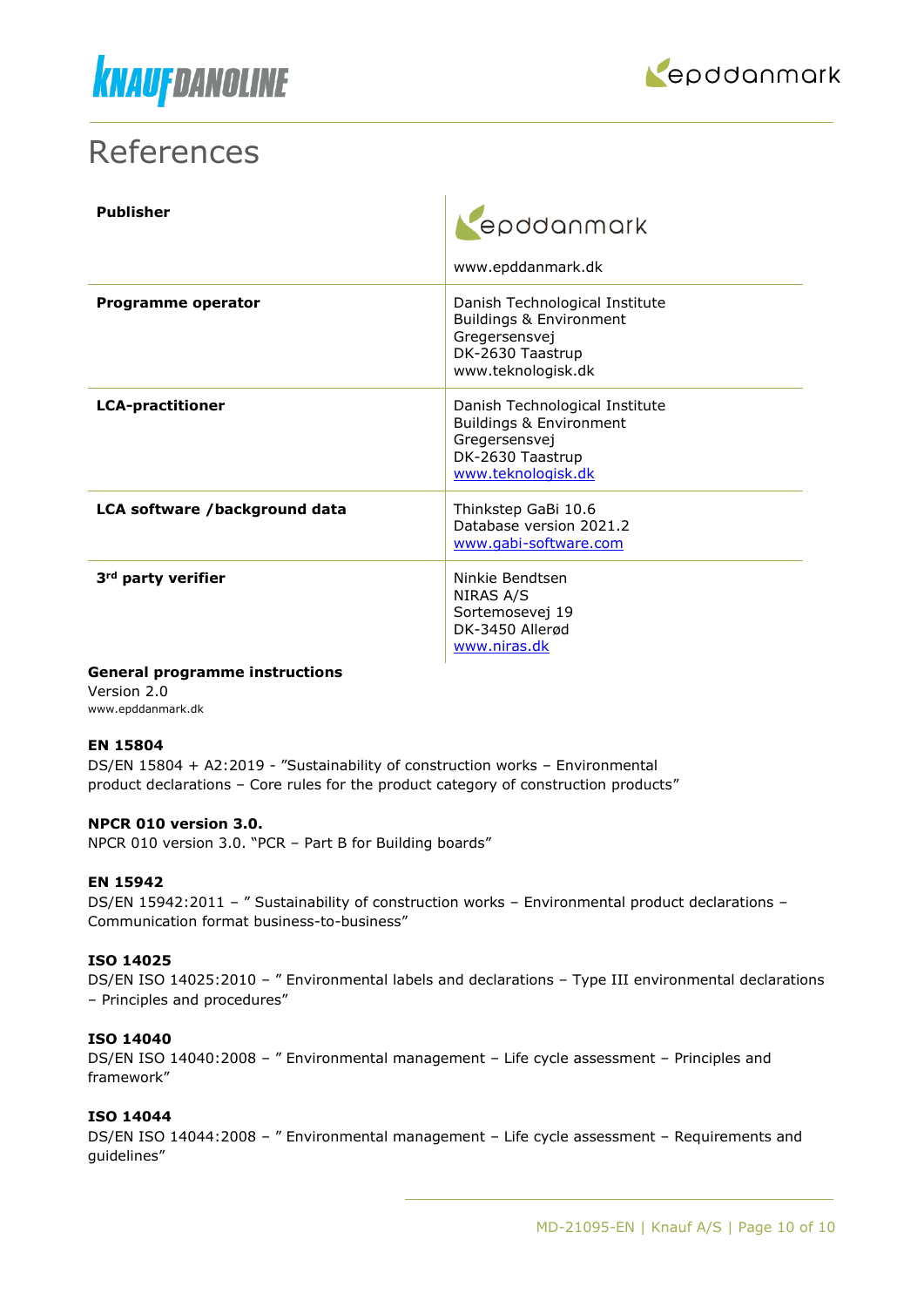# References

| | |
|---|---|
| **Publisher** | epddanmark<br>www.epddanmark.dk |
| **Programme operator** | Danish Technological Institute<br>Buildings & Environment<br>Gregersensvej<br>DK-2630 Taastrup<br>www.teknologisk.dk |
| **LCA-practitioner** | Danish Technological Institute<br>Buildings & Environment<br>Gregersensvej<br>DK-2630 Taastrup<br>www.teknologisk.dk |
| **LCA software /background data** | Thinkstep GaBi 10.6<br>Database version 2021.2<br>www.gabi-software.com |
| **3rd party verifier** | Ninkie Bendtsen<br>NIRAS A/S<br>Sortemosevej 19<br>DK-3450 Allerød<br>www.niras.dk |

**General programme instructions**
Version 2.0
www.epddanmark.dk

**EN 15804**
DS/EN 15804 + A2:2019 - "Sustainability of construction works – Environmental product declarations – Core rules for the product category of construction products"

**NPCR 010 version 3.0.**
NPCR 010 version 3.0. "PCR – Part B for Building boards"

**EN 15942**
DS/EN 15942:2011 – " Sustainability of construction works – Environmental product declarations – Communication format business-to-business"

**ISO 14025**
DS/EN ISO 14025:2010 – " Environmental labels and declarations – Type III environmental declarations – Principles and procedures"

**ISO 14040**
DS/EN ISO 14040:2008 – " Environmental management – Life cycle assessment – Principles and framework"

**ISO 14044**
DS/EN ISO 14044:2008 – " Environmental management – Life cycle assessment – Requirements and guidelines"